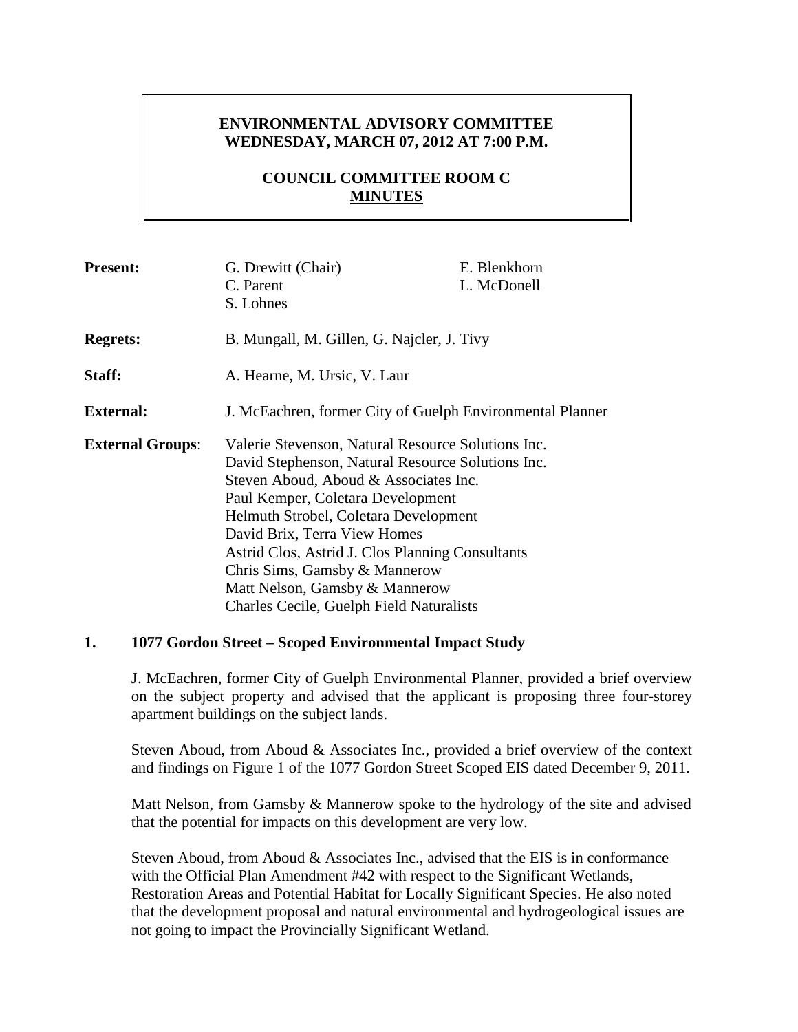**ENVIRONMENTAL ADVISORY COMMITTEE**
**WEDNESDAY, MARCH 07, 2012 AT 7:00 P.M.**

**COUNCIL COMMITTEE ROOM C**
**MINUTES**

| | | |
|---|---|---|
| **Present:** | G. Drewitt (Chair) | E. Blenkhorn |
| | C. Parent | L. McDonell |
| | S. Lohnes | |
| **Regrets:** | B. Mungall, M. Gillen, G. Najcler, J. Tivy | |
| **Staff:** | A. Hearne, M. Ursic, V. Laur | |
| **External:** | J. McEachren, former City of Guelph Environmental Planner | |
| **External Groups**: | Valerie Stevenson, Natural Resource Solutions Inc.<br>David Stephenson, Natural Resource Solutions Inc.<br>Steven Aboud, Aboud & Associates Inc.<br>Paul Kemper, Coletara Development<br>Helmuth Strobel, Coletara Development<br>David Brix, Terra View Homes<br>Astrid Clos, Astrid J. Clos Planning Consultants<br>Chris Sims, Gamsby & Mannerow<br>Matt Nelson, Gamsby & Mannerow<br>Charles Cecile, Guelph Field Naturalists | |

## 1. 1077 Gordon Street – Scoped Environmental Impact Study

J. McEachren, former City of Guelph Environmental Planner, provided a brief overview on the subject property and advised that the applicant is proposing three four-storey apartment buildings on the subject lands.

Steven Aboud, from Aboud & Associates Inc., provided a brief overview of the context and findings on Figure 1 of the 1077 Gordon Street Scoped EIS dated December 9, 2011.

Matt Nelson, from Gamsby & Mannerow spoke to the hydrology of the site and advised that the potential for impacts on this development are very low.

Steven Aboud, from Aboud & Associates Inc., advised that the EIS is in conformance with the Official Plan Amendment #42 with respect to the Significant Wetlands, Restoration Areas and Potential Habitat for Locally Significant Species. He also noted that the development proposal and natural environmental and hydrogeological issues are not going to impact the Provincially Significant Wetland.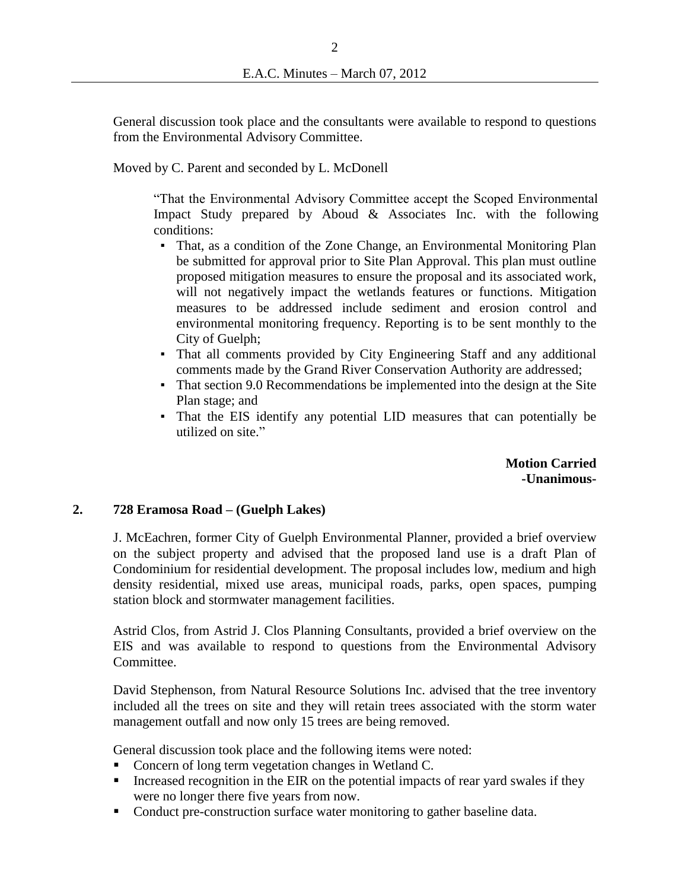General discussion took place and the consultants were available to respond to questions from the Environmental Advisory Committee.

Moved by C. Parent and seconded by L. McDonell

> "That the Environmental Advisory Committee accept the Scoped Environmental Impact Study prepared by Aboud & Associates Inc. with the following conditions:
>
> - That, as a condition of the Zone Change, an Environmental Monitoring Plan be submitted for approval prior to Site Plan Approval. This plan must outline proposed mitigation measures to ensure the proposal and its associated work, will not negatively impact the wetlands features or functions. Mitigation measures to be addressed include sediment and erosion control and environmental monitoring frequency. Reporting is to be sent monthly to the City of Guelph;
> - That all comments provided by City Engineering Staff and any additional comments made by the Grand River Conservation Authority are addressed;
> - That section 9.0 Recommendations be implemented into the design at the Site Plan stage; and
> - That the EIS identify any potential LID measures that can potentially be utilized on site."

**Motion Carried**
**-Unanimous-**

**2. 728 Eramosa Road – (Guelph Lakes)**

J. McEachren, former City of Guelph Environmental Planner, provided a brief overview on the subject property and advised that the proposed land use is a draft Plan of Condominium for residential development. The proposal includes low, medium and high density residential, mixed use areas, municipal roads, parks, open spaces, pumping station block and stormwater management facilities.

Astrid Clos, from Astrid J. Clos Planning Consultants, provided a brief overview on the EIS and was available to respond to questions from the Environmental Advisory Committee.

David Stephenson, from Natural Resource Solutions Inc. advised that the tree inventory included all the trees on site and they will retain trees associated with the storm water management outfall and now only 15 trees are being removed.

General discussion took place and the following items were noted:

- Concern of long term vegetation changes in Wetland C.
- Increased recognition in the EIR on the potential impacts of rear yard swales if they were no longer there five years from now.
- Conduct pre-construction surface water monitoring to gather baseline data.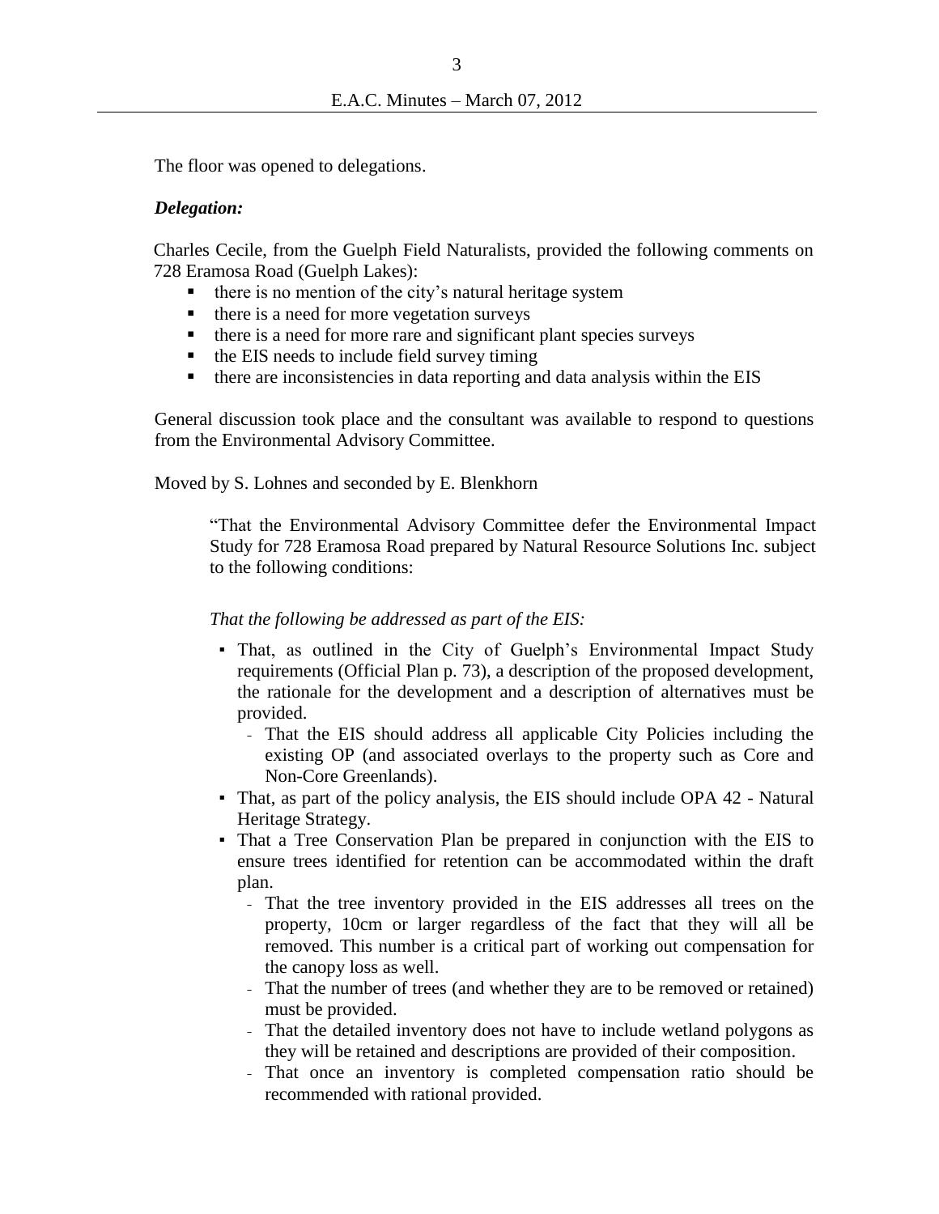The floor was opened to delegations.

***Delegation:***

Charles Cecile, from the Guelph Field Naturalists, provided the following comments on 728 Eramosa Road (Guelph Lakes):

- there is no mention of the city's natural heritage system
- there is a need for more vegetation surveys
- there is a need for more rare and significant plant species surveys
- the EIS needs to include field survey timing
- there are inconsistencies in data reporting and data analysis within the EIS

General discussion took place and the consultant was available to respond to questions from the Environmental Advisory Committee.

Moved by S. Lohnes and seconded by E. Blenkhorn

> "That the Environmental Advisory Committee defer the Environmental Impact Study for 728 Eramosa Road prepared by Natural Resource Solutions Inc. subject to the following conditions:
>
> *That the following be addressed as part of the EIS:*
>
> - That, as outlined in the City of Guelph's Environmental Impact Study requirements (Official Plan p. 73), a description of the proposed development, the rationale for the development and a description of alternatives must be provided.
>   - That the EIS should address all applicable City Policies including the existing OP (and associated overlays to the property such as Core and Non-Core Greenlands).
> - That, as part of the policy analysis, the EIS should include OPA 42 - Natural Heritage Strategy.
> - That a Tree Conservation Plan be prepared in conjunction with the EIS to ensure trees identified for retention can be accommodated within the draft plan.
>   - That the tree inventory provided in the EIS addresses all trees on the property, 10cm or larger regardless of the fact that they will all be removed. This number is a critical part of working out compensation for the canopy loss as well.
>   - That the number of trees (and whether they are to be removed or retained) must be provided.
>   - That the detailed inventory does not have to include wetland polygons as they will be retained and descriptions are provided of their composition.
>   - That once an inventory is completed compensation ratio should be recommended with rational provided.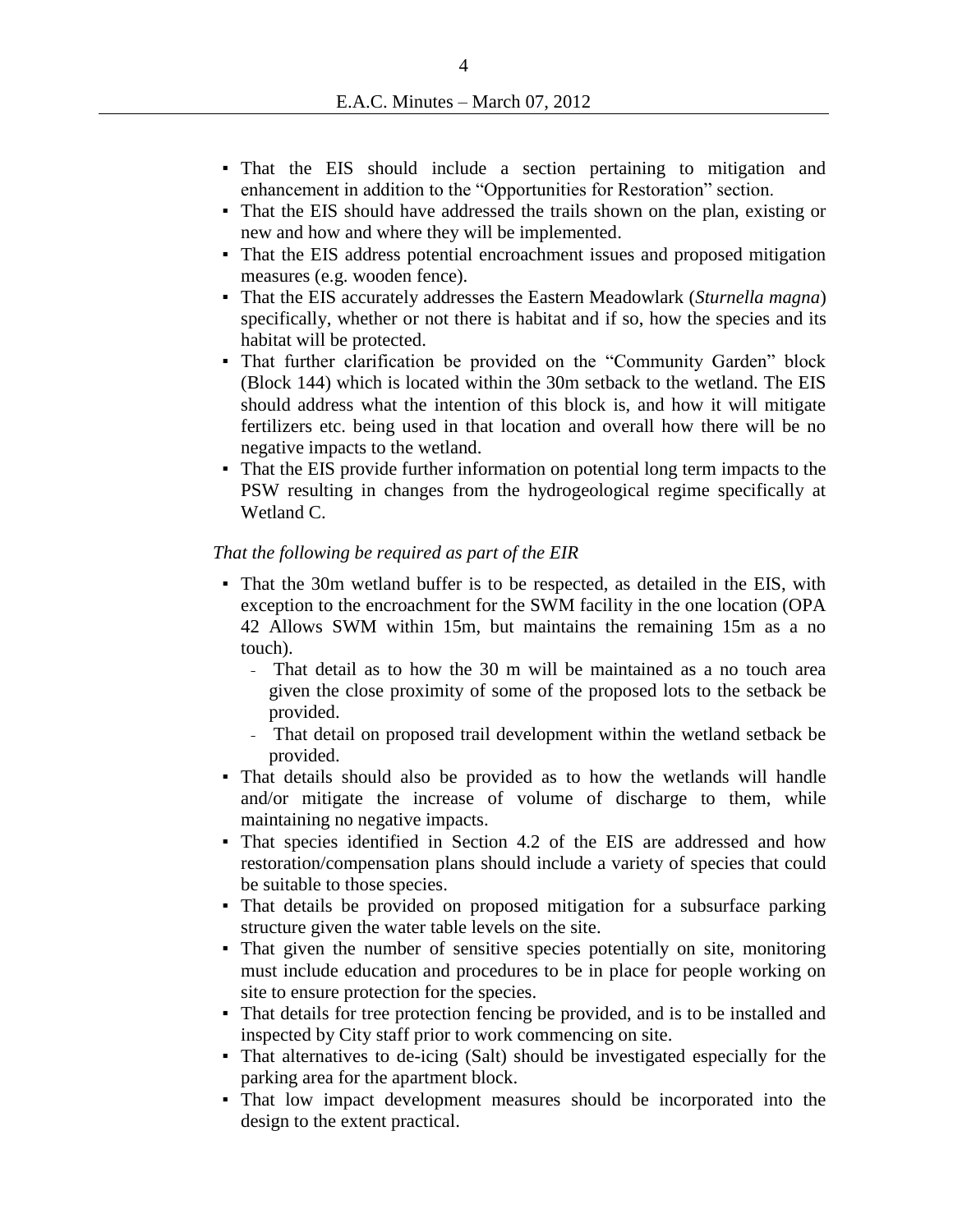- That the EIS should include a section pertaining to mitigation and enhancement in addition to the "Opportunities for Restoration" section.
- That the EIS should have addressed the trails shown on the plan, existing or new and how and where they will be implemented.
- That the EIS address potential encroachment issues and proposed mitigation measures (e.g. wooden fence).
- That the EIS accurately addresses the Eastern Meadowlark (*Sturnella magna*) specifically, whether or not there is habitat and if so, how the species and its habitat will be protected.
- That further clarification be provided on the "Community Garden" block (Block 144) which is located within the 30m setback to the wetland. The EIS should address what the intention of this block is, and how it will mitigate fertilizers etc. being used in that location and overall how there will be no negative impacts to the wetland.
- That the EIS provide further information on potential long term impacts to the PSW resulting in changes from the hydrogeological regime specifically at Wetland C.

*That the following be required as part of the EIR*

- That the 30m wetland buffer is to be respected, as detailed in the EIS, with exception to the encroachment for the SWM facility in the one location (OPA 42 Allows SWM within 15m, but maintains the remaining 15m as a no touch).
  - That detail as to how the 30 m will be maintained as a no touch area given the close proximity of some of the proposed lots to the setback be provided.
  - That detail on proposed trail development within the wetland setback be provided.
- That details should also be provided as to how the wetlands will handle and/or mitigate the increase of volume of discharge to them, while maintaining no negative impacts.
- That species identified in Section 4.2 of the EIS are addressed and how restoration/compensation plans should include a variety of species that could be suitable to those species.
- That details be provided on proposed mitigation for a subsurface parking structure given the water table levels on the site.
- That given the number of sensitive species potentially on site, monitoring must include education and procedures to be in place for people working on site to ensure protection for the species.
- That details for tree protection fencing be provided, and is to be installed and inspected by City staff prior to work commencing on site.
- That alternatives to de-icing (Salt) should be investigated especially for the parking area for the apartment block.
- That low impact development measures should be incorporated into the design to the extent practical.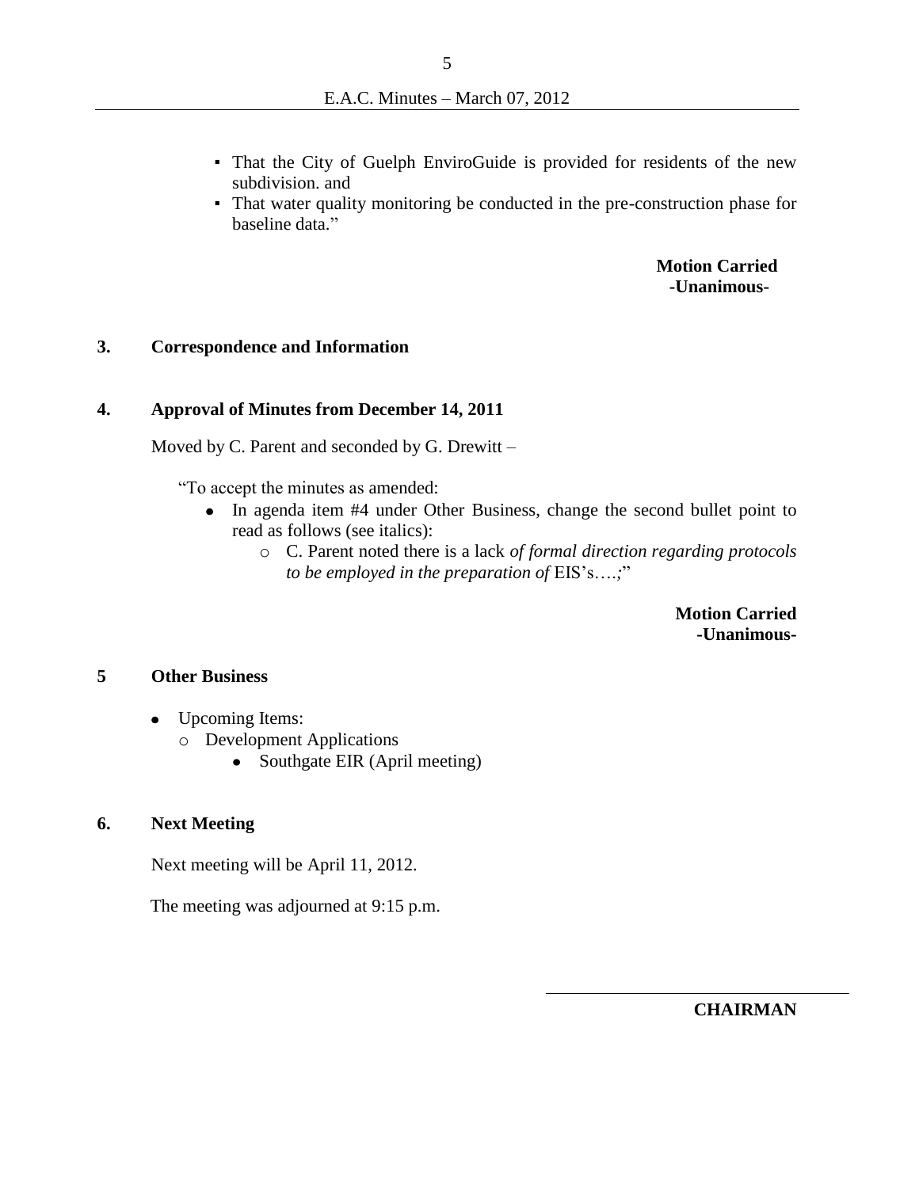- That the City of Guelph EnviroGuide is provided for residents of the new subdivision. and
- That water quality monitoring be conducted in the pre-construction phase for baseline data."

**Motion Carried**
**-Unanimous-**

## 3. Correspondence and Information

## 4. Approval of Minutes from December 14, 2011

Moved by C. Parent and seconded by G. Drewitt –

"To accept the minutes as amended:

- In agenda item #4 under Other Business, change the second bullet point to read as follows (see italics):
  - C. Parent noted there is a lack *of formal direction regarding protocols to be employed in the preparation of* EIS's….;"

**Motion Carried**
**-Unanimous-**

## 5 Other Business

- Upcoming Items:
  - Development Applications
    - Southgate EIR (April meeting)

## 6. Next Meeting

Next meeting will be April 11, 2012.

The meeting was adjourned at 9:15 p.m.

**CHAIRMAN**